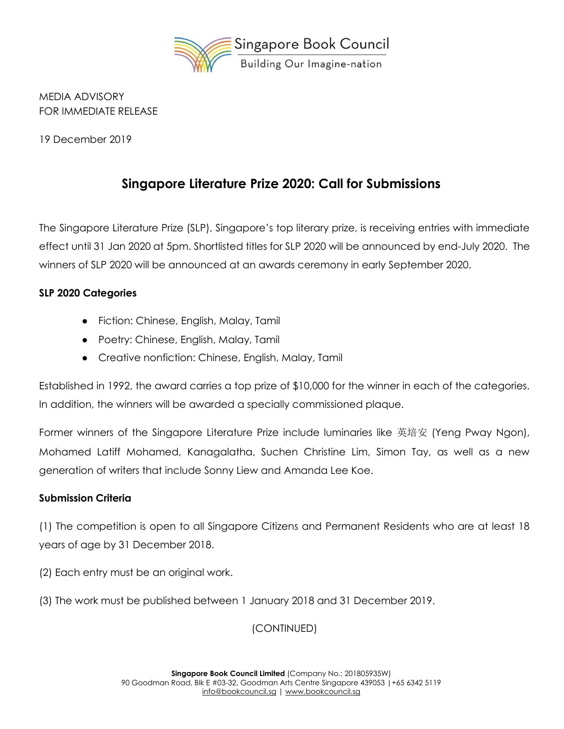Singapore Book Council
Building Our Imagine-nation

MEDIA ADVISORY
FOR IMMEDIATE RELEASE

19 December 2019

# Singapore Literature Prize 2020: Call for Submissions

The Singapore Literature Prize (SLP), Singapore's top literary prize, is receiving entries with immediate effect until 31 Jan 2020 at 5pm. Shortlisted titles for SLP 2020 will be announced by end-July 2020. The winners of SLP 2020 will be announced at an awards ceremony in early September 2020.

**SLP 2020 Categories**

- Fiction: Chinese, English, Malay, Tamil
- Poetry: Chinese, English, Malay, Tamil
- Creative nonfiction: Chinese, English, Malay, Tamil

Established in 1992, the award carries a top prize of $10,000 for the winner in each of the categories. In addition, the winners will be awarded a specially commissioned plaque.

Former winners of the Singapore Literature Prize include luminaries like 英培安 (Yeng Pway Ngon), Mohamed Latiff Mohamed, Kanagalatha, Suchen Christine Lim, Simon Tay, as well as a new generation of writers that include Sonny Liew and Amanda Lee Koe.

**Submission Criteria**

(1) The competition is open to all Singapore Citizens and Permanent Residents who are at least 18 years of age by 31 December 2018.

(2) Each entry must be an original work.

(3) The work must be published between 1 January 2018 and 31 December 2019.

(CONTINUED)

**Singapore Book Council Limited** (Company No.: 201805935W)
90 Goodman Road, Blk E #03-32, Goodman Arts Centre Singapore 439053 | +65 6342 5119
info@bookcouncil.sg | www.bookcouncil.sg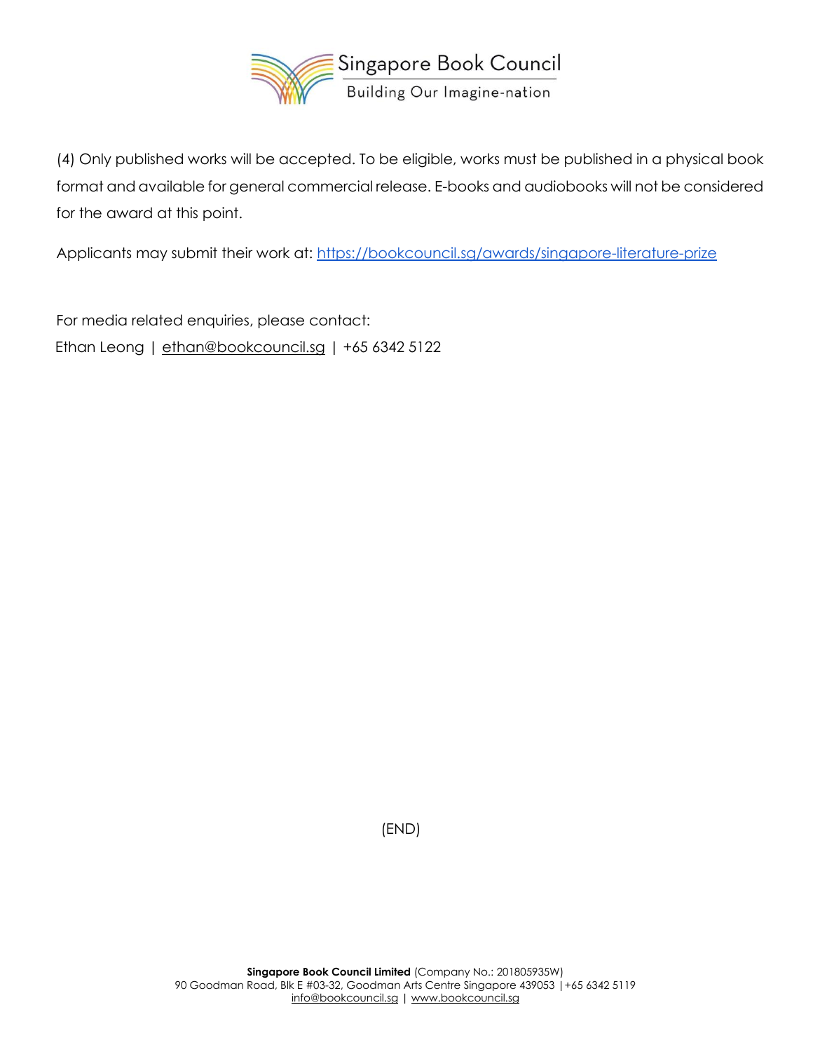(4) Only published works will be accepted. To be eligible, works must be published in a physical book format and available for general commercial release. E-books and audiobooks will not be considered for the award at this point.

Applicants may submit their work at: https://bookcouncil.sg/awards/singapore-literature-prize

For media related enquiries, please contact:
Ethan Leong | ethan@bookcouncil.sg | +65 6342 5122

(END)